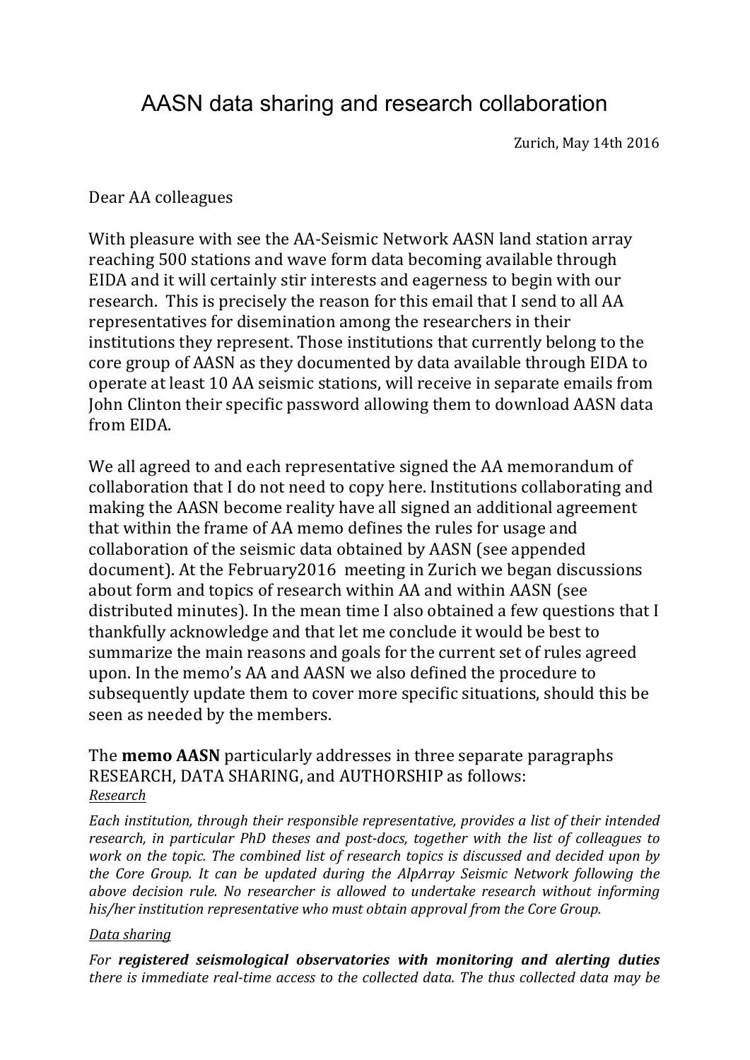# AASN data sharing and research collaboration

Zurich, May 14th 2016

Dear AA colleagues

With pleasure with see the AA-Seismic Network AASN land station array reaching 500 stations and wave form data becoming available through EIDA and it will certainly stir interests and eagerness to begin with our research. This is precisely the reason for this email that I send to all AA representatives for disemination among the researchers in their institutions they represent. Those institutions that currently belong to the core group of AASN as they documented by data available through EIDA to operate at least 10 AA seismic stations, will receive in separate emails from John Clinton their specific password allowing them to download AASN data from EIDA.

We all agreed to and each representative signed the AA memorandum of collaboration that I do not need to copy here. Institutions collaborating and making the AASN become reality have all signed an additional agreement that within the frame of AA memo defines the rules for usage and collaboration of the seismic data obtained by AASN (see appended document). At the February2016 meeting in Zurich we began discussions about form and topics of research within AA and within AASN (see distributed minutes). In the mean time I also obtained a few questions that I thankfully acknowledge and that let me conclude it would be best to summarize the main reasons and goals for the current set of rules agreed upon. In the memo's AA and AASN we also defined the procedure to subsequently update them to cover more specific situations, should this be seen as needed by the members.

The **memo AASN** particularly addresses in three separate paragraphs RESEARCH, DATA SHARING, and AUTHORSHIP as follows:

***Research***

*Each institution, through their responsible representative, provides a list of their intended research, in particular PhD theses and post-docs, together with the list of colleagues to work on the topic. The combined list of research topics is discussed and decided upon by the Core Group. It can be updated during the AlpArray Seismic Network following the above decision rule. No researcher is allowed to undertake research without informing his/her institution representative who must obtain approval from the Core Group.*

***Data sharing***

*For* ***registered seismological observatories with monitoring and alerting duties*** *there is immediate real-time access to the collected data. The thus collected data may be*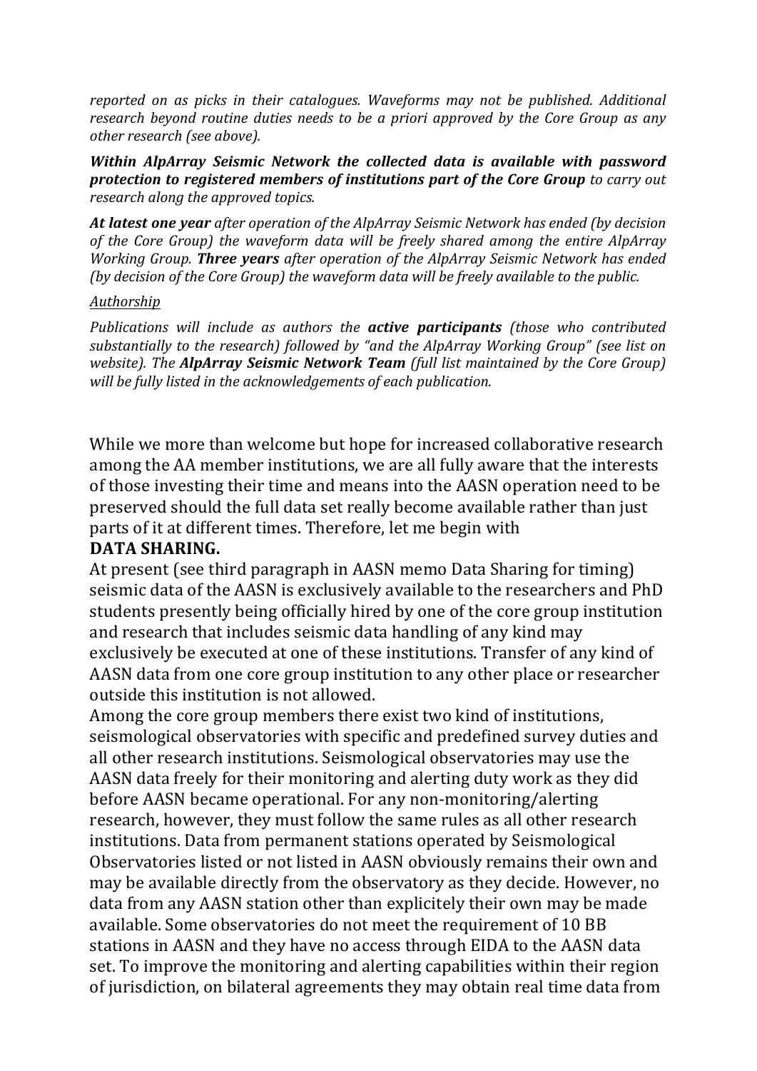*reported on as picks in their catalogues. Waveforms may not be published. Additional research beyond routine duties needs to be a priori approved by the Core Group as any other research (see above).*

***Within AlpArray Seismic Network the collected data is available with password protection to registered members of institutions part of the Core Group*** *to carry out research along the approved topics.*

***At latest one year*** *after operation of the AlpArray Seismic Network has ended (by decision of the Core Group) the waveform data will be freely shared among the entire AlpArray Working Group.* ***Three years*** *after operation of the AlpArray Seismic Network has ended (by decision of the Core Group) the waveform data will be freely available to the public.*

*Authorship*

*Publications will include as authors the* ***active participants*** *(those who contributed substantially to the research) followed by "and the AlpArray Working Group" (see list on website). The* ***AlpArray Seismic Network Team*** *(full list maintained by the Core Group) will be fully listed in the acknowledgements of each publication.*

While we more than welcome but hope for increased collaborative research among the AA member institutions, we are all fully aware that the interests of those investing their time and means into the AASN operation need to be preserved should the full data set really become available rather than just parts of it at different times. Therefore, let me begin with

**DATA SHARING.**

At present (see third paragraph in AASN memo Data Sharing for timing) seismic data of the AASN is exclusively available to the researchers and PhD students presently being officially hired by one of the core group institution and research that includes seismic data handling of any kind may exclusively be executed at one of these institutions. Transfer of any kind of AASN data from one core group institution to any other place or researcher outside this institution is not allowed.

Among the core group members there exist two kind of institutions, seismological observatories with specific and predefined survey duties and all other research institutions. Seismological observatories may use the AASN data freely for their monitoring and alerting duty work as they did before AASN became operational. For any non-monitoring/alerting research, however, they must follow the same rules as all other research institutions. Data from permanent stations operated by Seismological Observatories listed or not listed in AASN obviously remains their own and may be available directly from the observatory as they decide. However, no data from any AASN station other than explicitely their own may be made available. Some observatories do not meet the requirement of 10 BB stations in AASN and they have no access through EIDA to the AASN data set. To improve the monitoring and alerting capabilities within their region of jurisdiction, on bilateral agreements they may obtain real time data from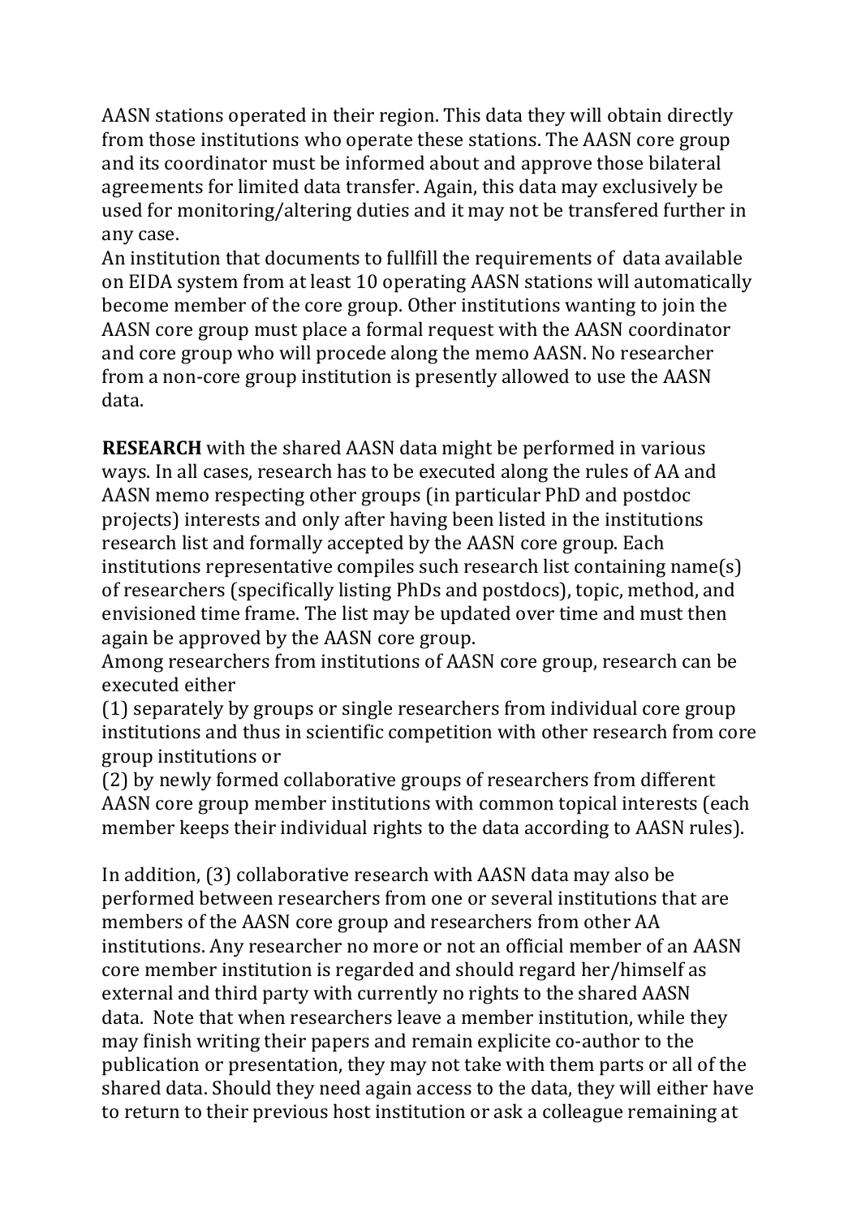AASN stations operated in their region. This data they will obtain directly from those institutions who operate these stations. The AASN core group and its coordinator must be informed about and approve those bilateral agreements for limited data transfer. Again, this data may exclusively be used for monitoring/altering duties and it may not be transfered further in any case.

An institution that documents to fullfill the requirements of data available on EIDA system from at least 10 operating AASN stations will automatically become member of the core group. Other institutions wanting to join the AASN core group must place a formal request with the AASN coordinator and core group who will procede along the memo AASN. No researcher from a non-core group institution is presently allowed to use the AASN data.

**RESEARCH** with the shared AASN data might be performed in various ways. In all cases, research has to be executed along the rules of AA and AASN memo respecting other groups (in particular PhD and postdoc projects) interests and only after having been listed in the institutions research list and formally accepted by the AASN core group. Each institutions representative compiles such research list containing name(s) of researchers (specifically listing PhDs and postdocs), topic, method, and envisioned time frame. The list may be updated over time and must then again be approved by the AASN core group.

Among researchers from institutions of AASN core group, research can be executed either

(1) separately by groups or single researchers from individual core group institutions and thus in scientific competition with other research from core group institutions or

(2) by newly formed collaborative groups of researchers from different AASN core group member institutions with common topical interests (each member keeps their individual rights to the data according to AASN rules).

In addition, (3) collaborative research with AASN data may also be performed between researchers from one or several institutions that are members of the AASN core group and researchers from other AA institutions. Any researcher no more or not an official member of an AASN core member institution is regarded and should regard her/himself as external and third party with currently no rights to the shared AASN data. Note that when researchers leave a member institution, while they may finish writing their papers and remain explicite co-author to the publication or presentation, they may not take with them parts or all of the shared data. Should they need again access to the data, they will either have to return to their previous host institution or ask a colleague remaining at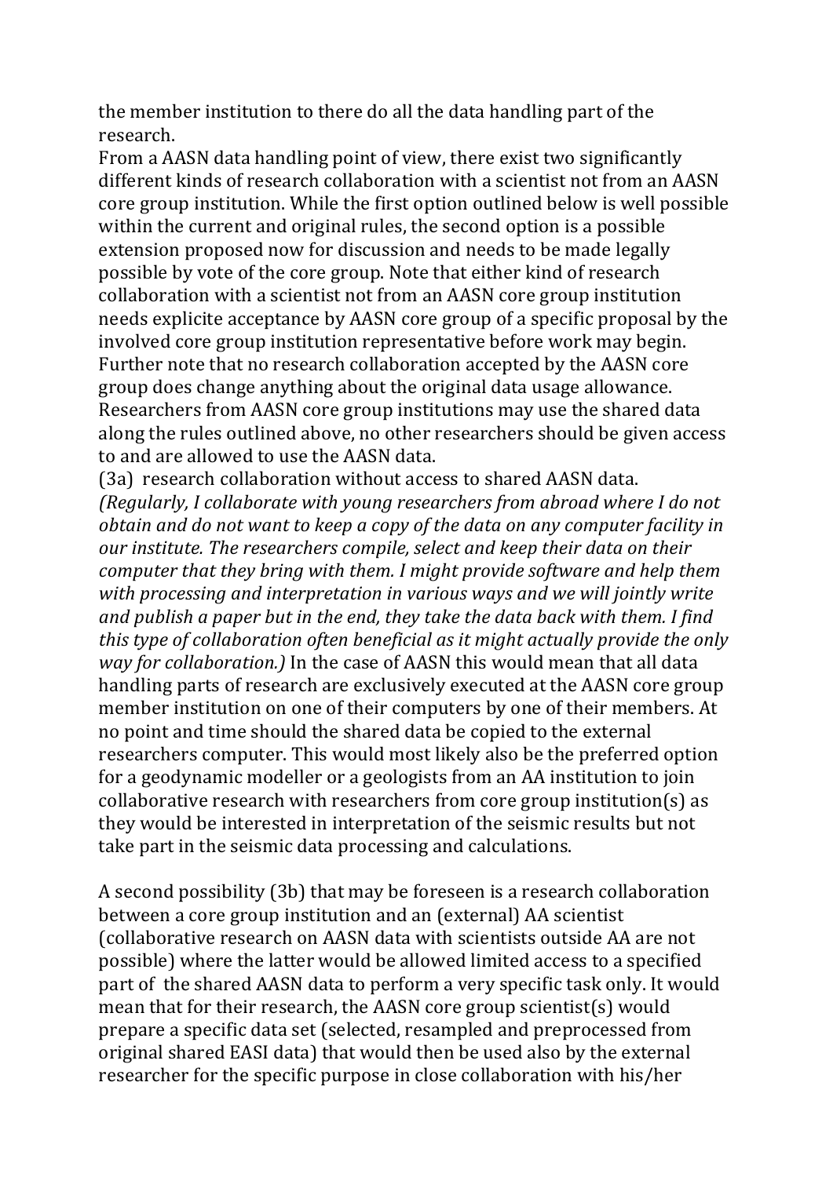the member institution to there do all the data handling part of the research.
From a AASN data handling point of view, there exist two significantly different kinds of research collaboration with a scientist not from an AASN core group institution. While the first option outlined below is well possible within the current and original rules, the second option is a possible extension proposed now for discussion and needs to be made legally possible by vote of the core group. Note that either kind of research collaboration with a scientist not from an AASN core group institution needs explicite acceptance by AASN core group of a specific proposal by the involved core group institution representative before work may begin. Further note that no research collaboration accepted by the AASN core group does change anything about the original data usage allowance. Researchers from AASN core group institutions may use the shared data along the rules outlined above, no other researchers should be given access to and are allowed to use the AASN data.
(3a) research collaboration without access to shared AASN data. *(Regularly, I collaborate with young researchers from abroad where I do not obtain and do not want to keep a copy of the data on any computer facility in our institute. The researchers compile, select and keep their data on their computer that they bring with them. I might provide software and help them with processing and interpretation in various ways and we will jointly write and publish a paper but in the end, they take the data back with them. I find this type of collaboration often beneficial as it might actually provide the only way for collaboration.)* In the case of AASN this would mean that all data handling parts of research are exclusively executed at the AASN core group member institution on one of their computers by one of their members. At no point and time should the shared data be copied to the external researchers computer. This would most likely also be the preferred option for a geodynamic modeller or a geologists from an AA institution to join collaborative research with researchers from core group institution(s) as they would be interested in interpretation of the seismic results but not take part in the seismic data processing and calculations.

A second possibility (3b) that may be foreseen is a research collaboration between a core group institution and an (external) AA scientist (collaborative research on AASN data with scientists outside AA are not possible) where the latter would be allowed limited access to a specified part of the shared AASN data to perform a very specific task only. It would mean that for their research, the AASN core group scientist(s) would prepare a specific data set (selected, resampled and preprocessed from original shared EASI data) that would then be used also by the external researcher for the specific purpose in close collaboration with his/her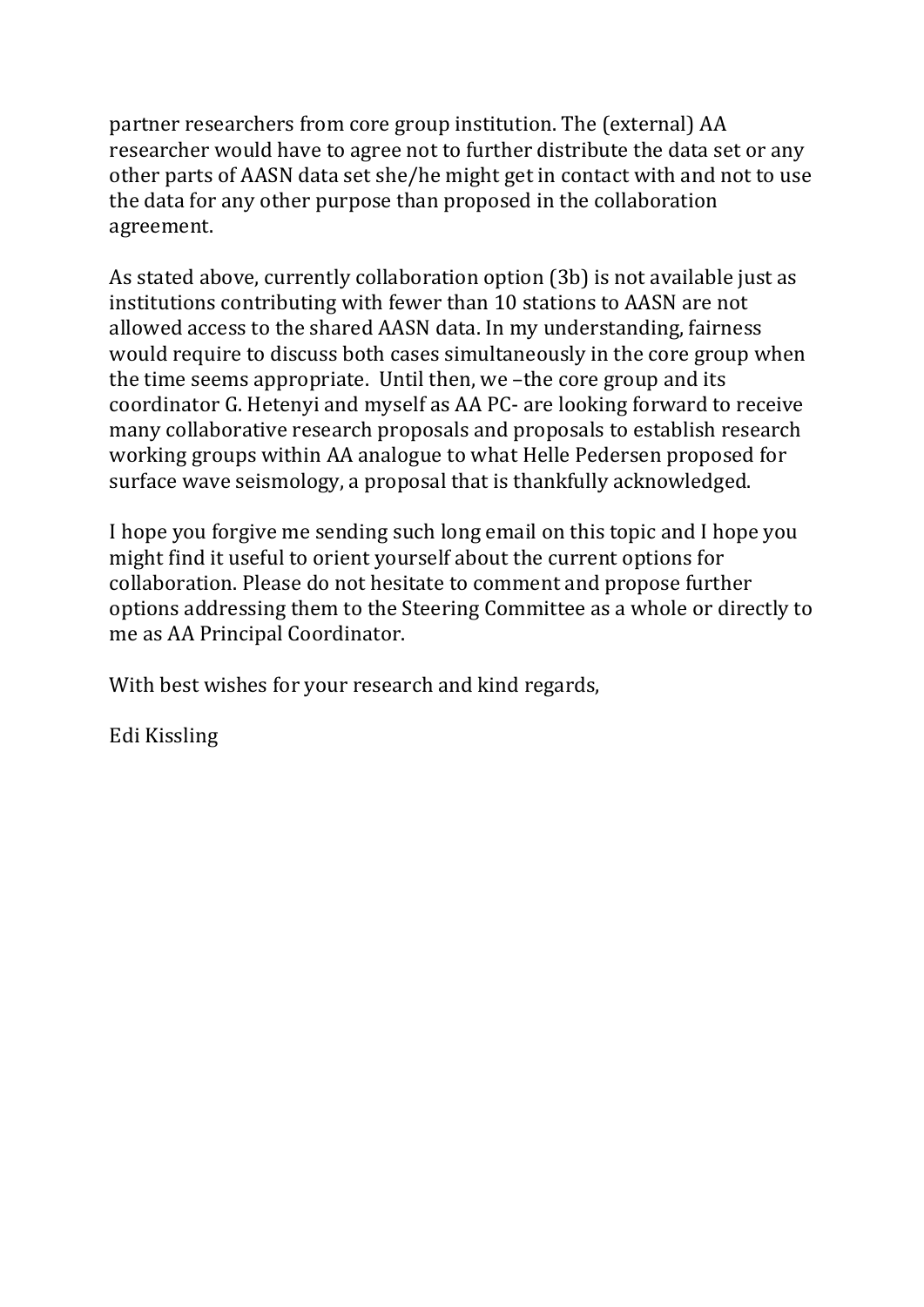partner researchers from core group institution. The (external) AA researcher would have to agree not to further distribute the data set or any other parts of AASN data set she/he might get in contact with and not to use the data for any other purpose than proposed in the collaboration agreement.

As stated above, currently collaboration option (3b) is not available just as institutions contributing with fewer than 10 stations to AASN are not allowed access to the shared AASN data. In my understanding, fairness would require to discuss both cases simultaneously in the core group when the time seems appropriate. Until then, we –the core group and its coordinator G. Hetenyi and myself as AA PC- are looking forward to receive many collaborative research proposals and proposals to establish research working groups within AA analogue to what Helle Pedersen proposed for surface wave seismology, a proposal that is thankfully acknowledged.

I hope you forgive me sending such long email on this topic and I hope you might find it useful to orient yourself about the current options for collaboration. Please do not hesitate to comment and propose further options addressing them to the Steering Committee as a whole or directly to me as AA Principal Coordinator.

With best wishes for your research and kind regards,

Edi Kissling